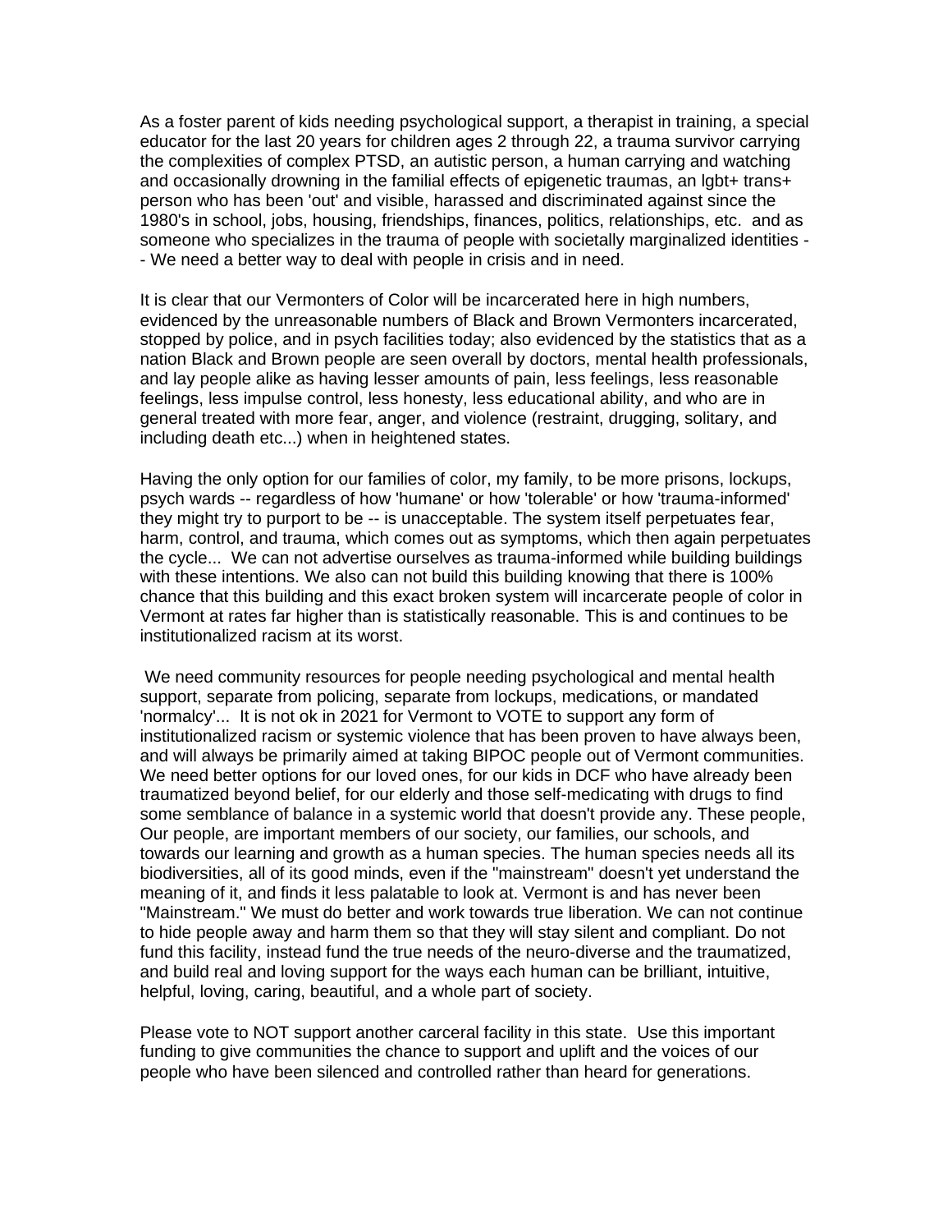As a foster parent of kids needing psychological support, a therapist in training, a special educator for the last 20 years for children ages 2 through 22, a trauma survivor carrying the complexities of complex PTSD, an autistic person, a human carrying and watching and occasionally drowning in the familial effects of epigenetic traumas, an lgbt+ trans+ person who has been 'out' and visible, harassed and discriminated against since the 1980's in school, jobs, housing, friendships, finances, politics, relationships, etc. and as someone who specializes in the trauma of people with societally marginalized identities -- We need a better way to deal with people in crisis and in need.

It is clear that our Vermonters of Color will be incarcerated here in high numbers, evidenced by the unreasonable numbers of Black and Brown Vermonters incarcerated, stopped by police, and in psych facilities today; also evidenced by the statistics that as a nation Black and Brown people are seen overall by doctors, mental health professionals, and lay people alike as having lesser amounts of pain, less feelings, less reasonable feelings, less impulse control, less honesty, less educational ability, and who are in general treated with more fear, anger, and violence (restraint, drugging, solitary, and including death etc...) when in heightened states.

Having the only option for our families of color, my family, to be more prisons, lockups, psych wards -- regardless of how 'humane' or how 'tolerable' or how 'trauma-informed' they might try to purport to be -- is unacceptable. The system itself perpetuates fear, harm, control, and trauma, which comes out as symptoms, which then again perpetuates the cycle... We can not advertise ourselves as trauma-informed while building buildings with these intentions. We also can not build this building knowing that there is 100% chance that this building and this exact broken system will incarcerate people of color in Vermont at rates far higher than is statistically reasonable. This is and continues to be institutionalized racism at its worst.

We need community resources for people needing psychological and mental health support, separate from policing, separate from lockups, medications, or mandated 'normalcy'... It is not ok in 2021 for Vermont to VOTE to support any form of institutionalized racism or systemic violence that has been proven to have always been, and will always be primarily aimed at taking BIPOC people out of Vermont communities. We need better options for our loved ones, for our kids in DCF who have already been traumatized beyond belief, for our elderly and those self-medicating with drugs to find some semblance of balance in a systemic world that doesn't provide any. These people, Our people, are important members of our society, our families, our schools, and towards our learning and growth as a human species. The human species needs all its biodiversities, all of its good minds, even if the "mainstream" doesn't yet understand the meaning of it, and finds it less palatable to look at. Vermont is and has never been "Mainstream." We must do better and work towards true liberation. We can not continue to hide people away and harm them so that they will stay silent and compliant. Do not fund this facility, instead fund the true needs of the neuro-diverse and the traumatized, and build real and loving support for the ways each human can be brilliant, intuitive, helpful, loving, caring, beautiful, and a whole part of society.

Please vote to NOT support another carceral facility in this state. Use this important funding to give communities the chance to support and uplift and the voices of our people who have been silenced and controlled rather than heard for generations.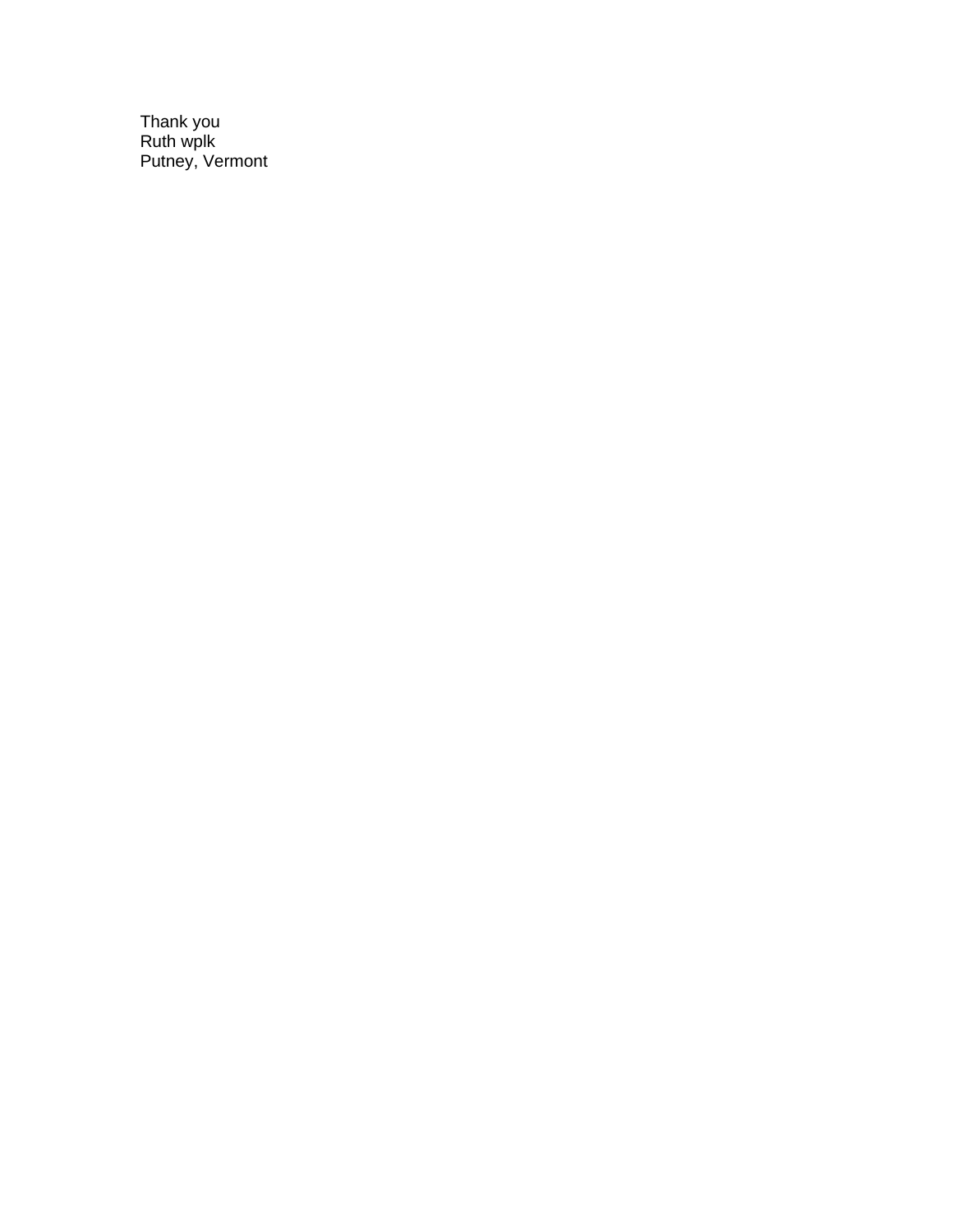Thank you
Ruth wplk
Putney, Vermont